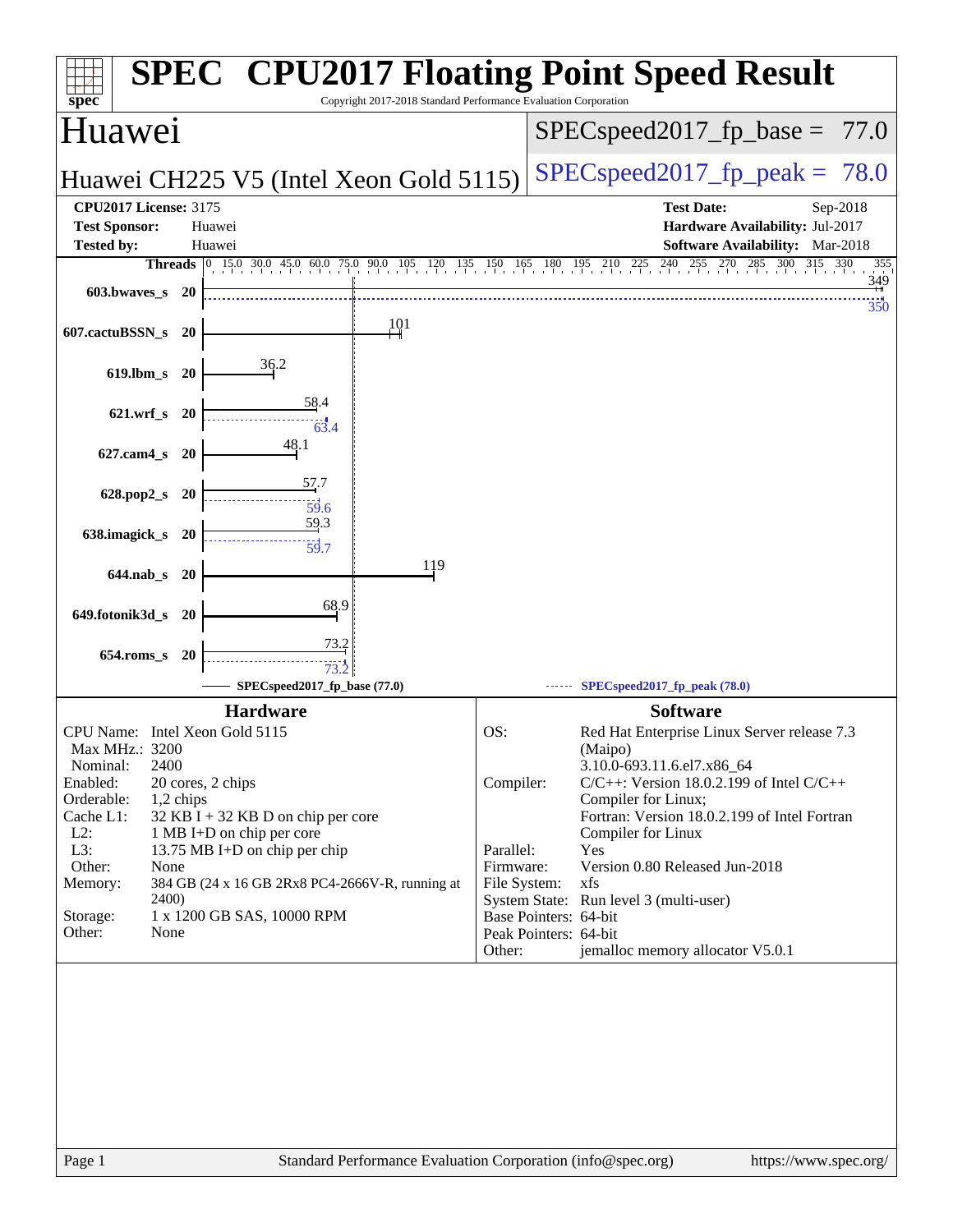# SPEC CPU2017 Floating Point Speed Result

Copyright 2017-2018 Standard Performance Evaluation Corporation

## Huawei

## Huawei CH225 V5 (Intel Xeon Gold 5115)

SPECspeed2017_fp_base = 77.0

SPECspeed2017_fp_peak = 78.0

| | | | |
|---|---|---|---|
| **CPU2017 License:** | 3175 | **Test Date:** | Sep-2018 |
| **Test Sponsor:** | Huawei | **Hardware Availability:** | Jul-2017 |
| **Tested by:** | Huawei | **Software Availability:** | Mar-2018 |

| Benchmark | Threads | Base | Peak |
|---|---|---|---|
| 603.bwaves_s | 20 | 349 | 350 |
| 607.cactuBSSN_s | 20 | 101 | |
| 619.lbm_s | 20 | 36.2 | |
| 621.wrf_s | 20 | 58.4 | 63.4 |
| 627.cam4_s | 20 | 48.1 | |
| 628.pop2_s | 20 | 57.7 | 59.6 |
| 638.imagick_s | 20 | 59.3 | 59.7 |
| 644.nab_s | 20 | 119 | |
| 649.fotonik3d_s | 20 | 68.9 | |
| 654.roms_s | 20 | 73.2 | 73.2 |

SPECspeed2017_fp_base (77.0) — SPECspeed2017_fp_peak (78.0)

### Hardware

| | |
|---|---|
| CPU Name: | Intel Xeon Gold 5115 |
| Max MHz.: | 3200 |
| Nominal: | 2400 |
| Enabled: | 20 cores, 2 chips |
| Orderable: | 1,2 chips |
| Cache L1: | 32 KB I + 32 KB D on chip per core |
| L2: | 1 MB I+D on chip per core |
| L3: | 13.75 MB I+D on chip per chip |
| Other: | None |
| Memory: | 384 GB (24 x 16 GB 2Rx8 PC4-2666V-R, running at 2400) |
| Storage: | 1 x 1200 GB SAS, 10000 RPM |
| Other: | None |

### Software

| | |
|---|---|
| OS: | Red Hat Enterprise Linux Server release 7.3 (Maipo) 3.10.0-693.11.6.el7.x86_64 |
| Compiler: | C/C++: Version 18.0.2.199 of Intel C/C++ Compiler for Linux; Fortran: Version 18.0.2.199 of Intel Fortran Compiler for Linux |
| Parallel: | Yes |
| Firmware: | Version 0.80 Released Jun-2018 |
| File System: | xfs |
| System State: | Run level 3 (multi-user) |
| Base Pointers: | 64-bit |
| Peak Pointers: | 64-bit |
| Other: | jemalloc memory allocator V5.0.1 |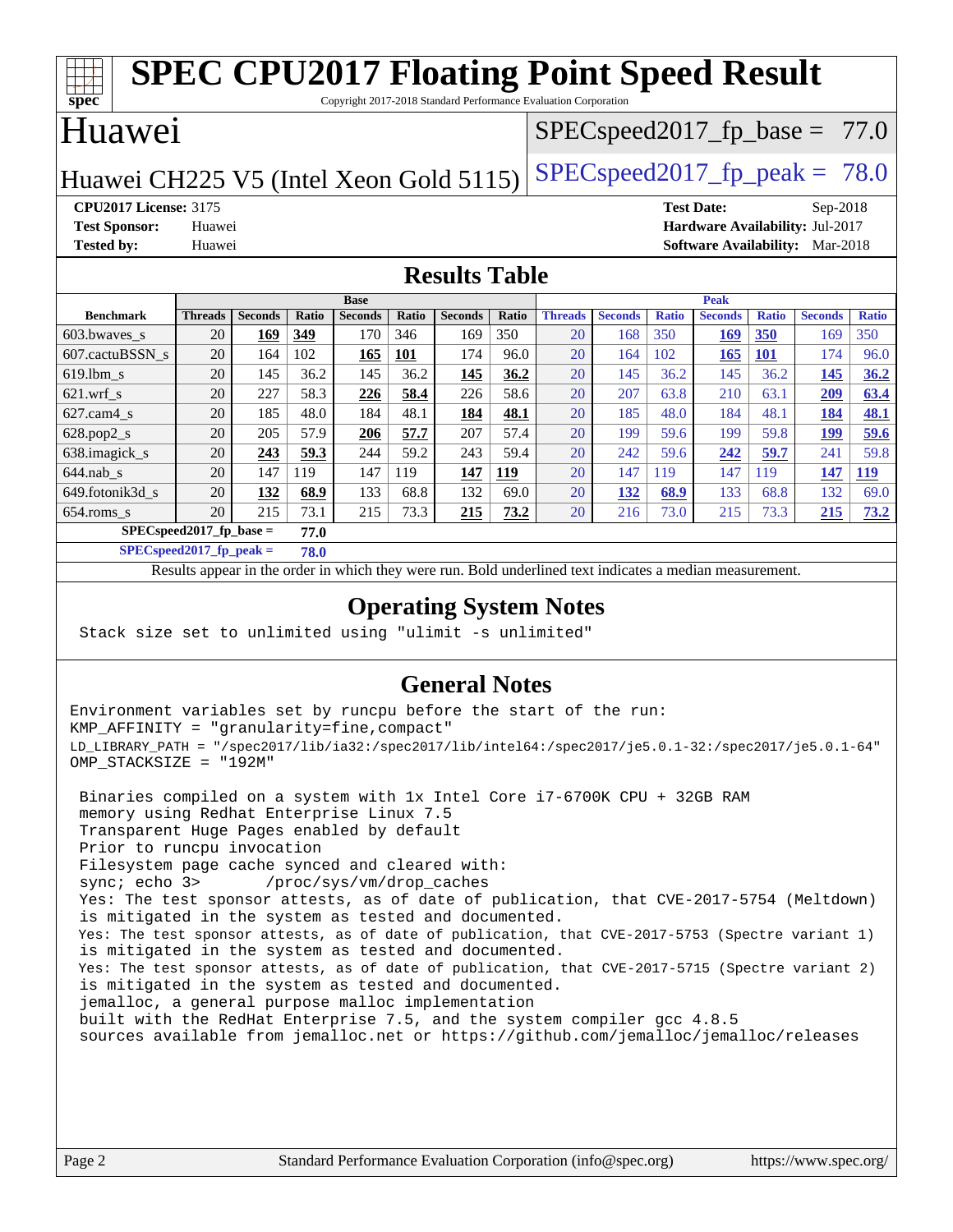# SPEC CPU2017 Floating Point Speed Result

Copyright 2017-2018 Standard Performance Evaluation Corporation

## Huawei

Huawei CH225 V5 (Intel Xeon Gold 5115)

SPECspeed2017_fp_base = 77.0

SPECspeed2017_fp_peak = 78.0

**CPU2017 License:** 3175
**Test Sponsor:** Huawei
**Tested by:** Huawei

**Test Date:** Sep-2018
**Hardware Availability:** Jul-2017
**Software Availability:** Mar-2018

## Results Table

| | Base | | | | | | | Peak | | | | | | |
|---|---|---|---|---|---|---|---|---|---|---|---|---|---|---|
| **Benchmark** | **Threads** | **Seconds** | **Ratio** | **Seconds** | **Ratio** | **Seconds** | **Ratio** | **Threads** | **Seconds** | **Ratio** | **Seconds** | **Ratio** | **Seconds** | **Ratio** |
| 603.bwaves_s | 20 | **169** | **349** | 170 | 346 | 169 | 350 | 20 | 168 | 350 | **169** | **350** | 169 | 350 |
| 607.cactuBSSN_s | 20 | 164 | 102 | **165** | **101** | 174 | 96.0 | 20 | 164 | 102 | **165** | **101** | 174 | 96.0 |
| 619.lbm_s | 20 | 145 | 36.2 | 145 | 36.2 | **145** | **36.2** | 20 | 145 | 36.2 | 145 | 36.2 | **145** | **36.2** |
| 621.wrf_s | 20 | 227 | 58.3 | **226** | **58.4** | 226 | 58.6 | 20 | 207 | 63.8 | 210 | 63.1 | **209** | **63.4** |
| 627.cam4_s | 20 | 185 | 48.0 | 184 | 48.1 | **184** | **48.1** | 20 | 185 | 48.0 | 184 | 48.1 | **184** | **48.1** |
| 628.pop2_s | 20 | 205 | 57.9 | **206** | **57.7** | 207 | 57.4 | 20 | 199 | 59.6 | 199 | 59.8 | **199** | **59.6** |
| 638.imagick_s | 20 | **243** | **59.3** | 244 | 59.2 | 243 | 59.4 | 20 | 242 | 59.6 | **242** | **59.7** | 241 | 59.8 |
| 644.nab_s | 20 | 147 | 119 | 147 | 119 | **147** | **119** | 20 | 147 | 119 | 147 | 119 | **147** | **119** |
| 649.fotonik3d_s | 20 | **132** | **68.9** | 133 | 68.8 | 132 | 69.0 | 20 | **132** | **68.9** | 133 | 68.8 | 132 | 69.0 |
| 654.roms_s | 20 | 215 | 73.1 | 215 | 73.3 | **215** | **73.2** | 20 | 216 | 73.0 | 215 | 73.3 | **215** | **73.2** |

**SPECspeed2017_fp_base = 77.0**

**SPECspeed2017_fp_peak = 78.0**

Results appear in the order in which they were run. Bold underlined text indicates a median measurement.

## Operating System Notes

```
Stack size set to unlimited using "ulimit -s unlimited"
```

## General Notes

```
Environment variables set by runcpu before the start of the run:
KMP_AFFINITY = "granularity=fine,compact"
LD_LIBRARY_PATH = "/spec2017/lib/ia32:/spec2017/lib/intel64:/spec2017/je5.0.1-32:/spec2017/je5.0.1-64"
OMP_STACKSIZE = "192M"

 Binaries compiled on a system with 1x Intel Core i7-6700K CPU + 32GB RAM
 memory using Redhat Enterprise Linux 7.5
 Transparent Huge Pages enabled by default
 Prior to runcpu invocation
 Filesystem page cache synced and cleared with:
 sync; echo 3>       /proc/sys/vm/drop_caches
 Yes: The test sponsor attests, as of date of publication, that CVE-2017-5754 (Meltdown)
 is mitigated in the system as tested and documented.
 Yes: The test sponsor attests, as of date of publication, that CVE-2017-5753 (Spectre variant 1)
 is mitigated in the system as tested and documented.
 Yes: The test sponsor attests, as of date of publication, that CVE-2017-5715 (Spectre variant 2)
 is mitigated in the system as tested and documented.
 jemalloc, a general purpose malloc implementation
 built with the RedHat Enterprise 7.5, and the system compiler gcc 4.8.5
 sources available from jemalloc.net or https://github.com/jemalloc/jemalloc/releases
```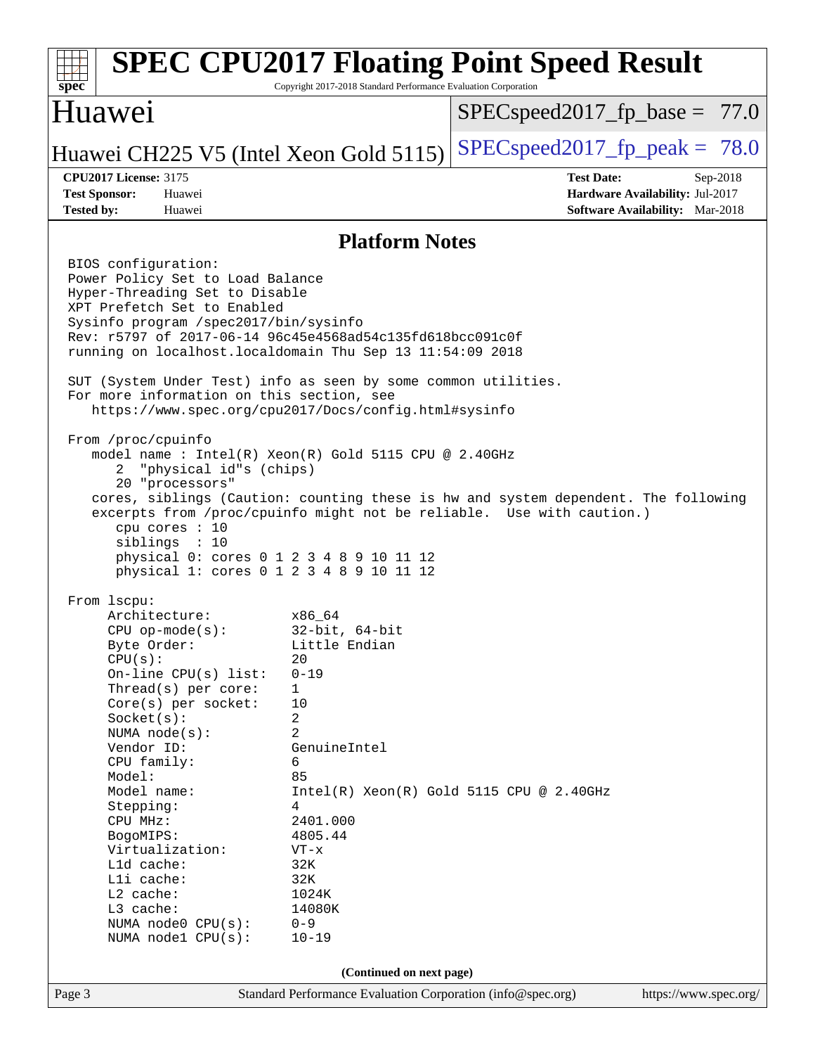## Platform Notes

```
BIOS configuration:
Power Policy Set to Load Balance
Hyper-Threading Set to Disable
XPT Prefetch Set to Enabled
Sysinfo program /spec2017/bin/sysinfo
Rev: r5797 of 2017-06-14 96c45e4568ad54c135fd618bcc091c0f
running on localhost.localdomain Thu Sep 13 11:54:09 2018

SUT (System Under Test) info as seen by some common utilities.
For more information on this section, see
   https://www.spec.org/cpu2017/Docs/config.html#sysinfo

From /proc/cpuinfo
   model name : Intel(R) Xeon(R) Gold 5115 CPU @ 2.40GHz
      2  "physical id"s (chips)
      20 "processors"
   cores, siblings (Caution: counting these is hw and system dependent. The following
   excerpts from /proc/cpuinfo might not be reliable.  Use with caution.)
      cpu cores : 10
      siblings  : 10
      physical 0: cores 0 1 2 3 4 8 9 10 11 12
      physical 1: cores 0 1 2 3 4 8 9 10 11 12

From lscpu:
     Architecture:          x86_64
     CPU op-mode(s):        32-bit, 64-bit
     Byte Order:            Little Endian
     CPU(s):                20
     On-line CPU(s) list:   0-19
     Thread(s) per core:    1
     Core(s) per socket:    10
     Socket(s):             2
     NUMA node(s):          2
     Vendor ID:             GenuineIntel
     CPU family:            6
     Model:                 85
     Model name:            Intel(R) Xeon(R) Gold 5115 CPU @ 2.40GHz
     Stepping:              4
     CPU MHz:               2401.000
     BogoMIPS:              4805.44
     Virtualization:        VT-x
     L1d cache:             32K
     L1i cache:             32K
     L2 cache:              1024K
     L3 cache:              14080K
     NUMA node0 CPU(s):     0-9
     NUMA node1 CPU(s):     10-19
```

**(Continued on next page)**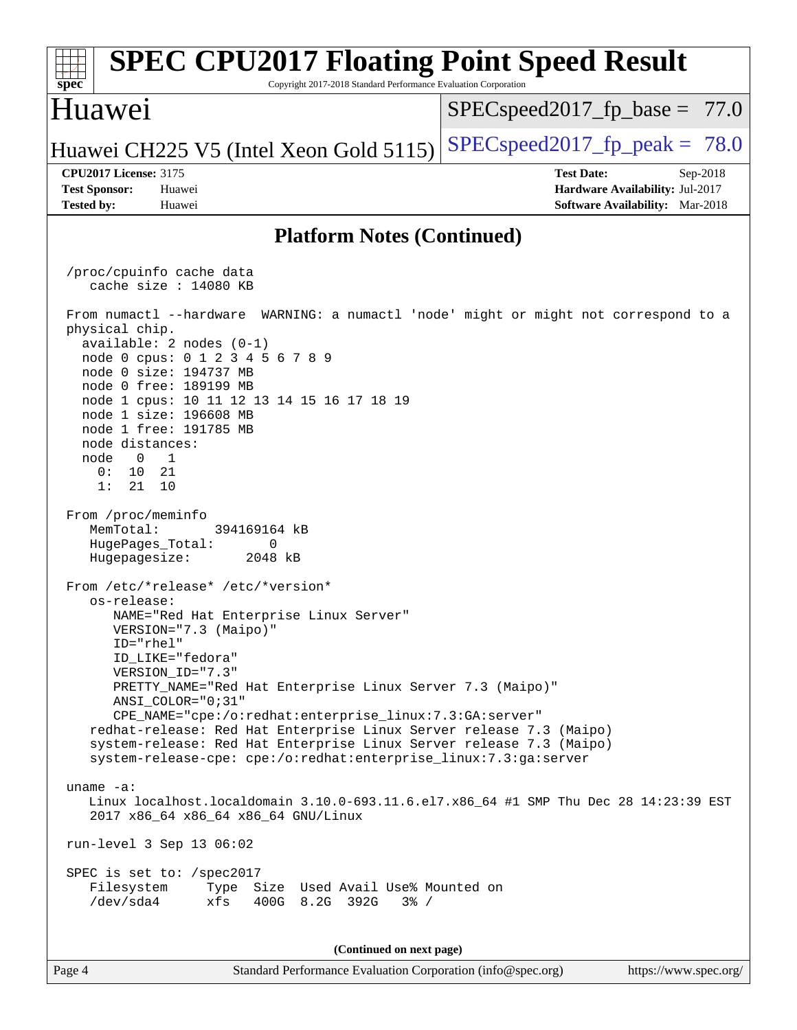## Platform Notes (Continued)

```
/proc/cpuinfo cache data
   cache size : 14080 KB

From numactl --hardware  WARNING: a numactl 'node' might or might not correspond to a
physical chip.
  available: 2 nodes (0-1)
  node 0 cpus: 0 1 2 3 4 5 6 7 8 9
  node 0 size: 194737 MB
  node 0 free: 189199 MB
  node 1 cpus: 10 11 12 13 14 15 16 17 18 19
  node 1 size: 196608 MB
  node 1 free: 191785 MB
  node distances:
  node   0   1
    0:  10  21
    1:  21  10

From /proc/meminfo
   MemTotal:       394169164 kB
   HugePages_Total:       0
   Hugepagesize:       2048 kB

From /etc/*release* /etc/*version*
   os-release:
      NAME="Red Hat Enterprise Linux Server"
      VERSION="7.3 (Maipo)"
      ID="rhel"
      ID_LIKE="fedora"
      VERSION_ID="7.3"
      PRETTY_NAME="Red Hat Enterprise Linux Server 7.3 (Maipo)"
      ANSI_COLOR="0;31"
      CPE_NAME="cpe:/o:redhat:enterprise_linux:7.3:GA:server"
   redhat-release: Red Hat Enterprise Linux Server release 7.3 (Maipo)
   system-release: Red Hat Enterprise Linux Server release 7.3 (Maipo)
   system-release-cpe: cpe:/o:redhat:enterprise_linux:7.3:ga:server

uname -a:
   Linux localhost.localdomain 3.10.0-693.11.6.el7.x86_64 #1 SMP Thu Dec 28 14:23:39 EST
   2017 x86_64 x86_64 x86_64 GNU/Linux

run-level 3 Sep 13 06:02

SPEC is set to: /spec2017
   Filesystem     Type  Size  Used Avail Use% Mounted on
   /dev/sda4      xfs   400G  8.2G  392G   3% /
```

(Continued on next page)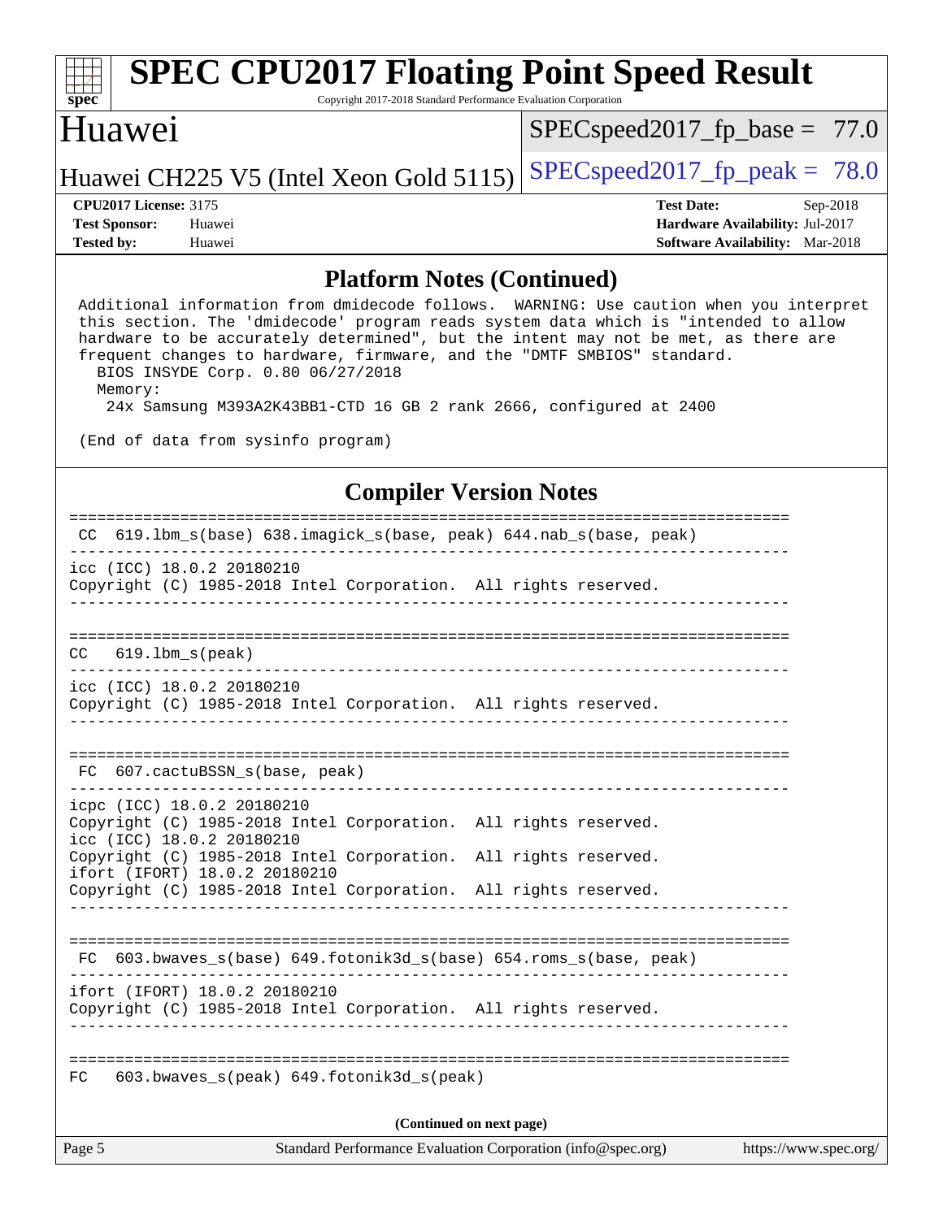## Platform Notes (Continued)

```
 Additional information from dmidecode follows.  WARNING: Use caution when you interpret
 this section. The 'dmidecode' program reads system data which is "intended to allow
 hardware to be accurately determined", but the intent may not be met, as there are
 frequent changes to hardware, firmware, and the "DMTF SMBIOS" standard.
   BIOS INSYDE Corp. 0.80 06/27/2018
   Memory:
    24x Samsung M393A2K43BB1-CTD 16 GB 2 rank 2666, configured at 2400

 (End of data from sysinfo program)
```

## Compiler Version Notes

```
==============================================================================
 CC  619.lbm_s(base) 638.imagick_s(base, peak) 644.nab_s(base, peak)
------------------------------------------------------------------------------
icc (ICC) 18.0.2 20180210
Copyright (C) 1985-2018 Intel Corporation.  All rights reserved.
------------------------------------------------------------------------------

==============================================================================
 CC   619.lbm_s(peak)
------------------------------------------------------------------------------
icc (ICC) 18.0.2 20180210
Copyright (C) 1985-2018 Intel Corporation.  All rights reserved.
------------------------------------------------------------------------------

==============================================================================
 FC  607.cactuBSSN_s(base, peak)
------------------------------------------------------------------------------
icpc (ICC) 18.0.2 20180210
Copyright (C) 1985-2018 Intel Corporation.  All rights reserved.
icc (ICC) 18.0.2 20180210
Copyright (C) 1985-2018 Intel Corporation.  All rights reserved.
ifort (IFORT) 18.0.2 20180210
Copyright (C) 1985-2018 Intel Corporation.  All rights reserved.
------------------------------------------------------------------------------

==============================================================================
 FC  603.bwaves_s(base) 649.fotonik3d_s(base) 654.roms_s(base, peak)
------------------------------------------------------------------------------
ifort (IFORT) 18.0.2 20180210
Copyright (C) 1985-2018 Intel Corporation.  All rights reserved.
------------------------------------------------------------------------------

==============================================================================
FC   603.bwaves_s(peak) 649.fotonik3d_s(peak)
```

(Continued on next page)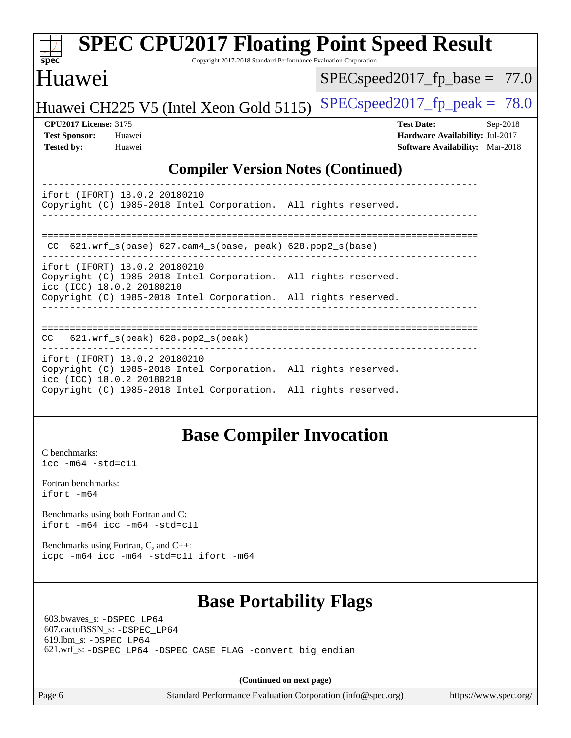## Compiler Version Notes (Continued)

```
------------------------------------------------------------------------------
ifort (IFORT) 18.0.2 20180210
Copyright (C) 1985-2018 Intel Corporation.  All rights reserved.
------------------------------------------------------------------------------

==============================================================================
 CC  621.wrf_s(base) 627.cam4_s(base, peak) 628.pop2_s(base)
------------------------------------------------------------------------------
ifort (IFORT) 18.0.2 20180210
Copyright (C) 1985-2018 Intel Corporation.  All rights reserved.
icc (ICC) 18.0.2 20180210
Copyright (C) 1985-2018 Intel Corporation.  All rights reserved.
------------------------------------------------------------------------------

==============================================================================
CC   621.wrf_s(peak) 628.pop2_s(peak)
------------------------------------------------------------------------------
ifort (IFORT) 18.0.2 20180210
Copyright (C) 1985-2018 Intel Corporation.  All rights reserved.
icc (ICC) 18.0.2 20180210
Copyright (C) 1985-2018 Intel Corporation.  All rights reserved.
------------------------------------------------------------------------------
```

## Base Compiler Invocation

C benchmarks:
`icc -m64 -std=c11`

Fortran benchmarks:
`ifort -m64`

Benchmarks using both Fortran and C:
`ifort -m64 icc -m64 -std=c11`

Benchmarks using Fortran, C, and C++:
`icpc -m64 icc -m64 -std=c11 ifort -m64`

## Base Portability Flags

603.bwaves_s: `-DSPEC_LP64`
607.cactuBSSN_s: `-DSPEC_LP64`
619.lbm_s: `-DSPEC_LP64`
621.wrf_s: `-DSPEC_LP64 -DSPEC_CASE_FLAG -convert big_endian`

**(Continued on next page)**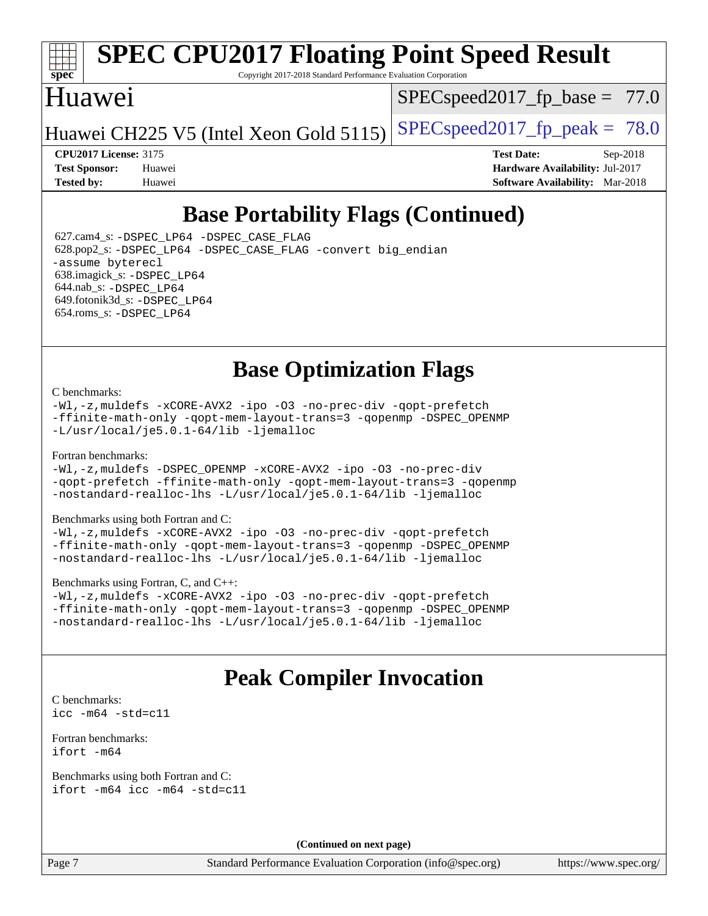## Base Portability Flags (Continued)

627.cam4_s: -DSPEC_LP64 -DSPEC_CASE_FLAG
628.pop2_s: -DSPEC_LP64 -DSPEC_CASE_FLAG -convert big_endian -assume byterecl
638.imagick_s: -DSPEC_LP64
644.nab_s: -DSPEC_LP64
649.fotonik3d_s: -DSPEC_LP64
654.roms_s: -DSPEC_LP64

## Base Optimization Flags

C benchmarks:
```
-Wl,-z,muldefs -xCORE-AVX2 -ipo -O3 -no-prec-div -qopt-prefetch
-ffinite-math-only -qopt-mem-layout-trans=3 -qopenmp -DSPEC_OPENMP
-L/usr/local/je5.0.1-64/lib -ljemalloc
```

Fortran benchmarks:
```
-Wl,-z,muldefs -DSPEC_OPENMP -xCORE-AVX2 -ipo -O3 -no-prec-div
-qopt-prefetch -ffinite-math-only -qopt-mem-layout-trans=3 -qopenmp
-nostandard-realloc-lhs -L/usr/local/je5.0.1-64/lib -ljemalloc
```

Benchmarks using both Fortran and C:
```
-Wl,-z,muldefs -xCORE-AVX2 -ipo -O3 -no-prec-div -qopt-prefetch
-ffinite-math-only -qopt-mem-layout-trans=3 -qopenmp -DSPEC_OPENMP
-nostandard-realloc-lhs -L/usr/local/je5.0.1-64/lib -ljemalloc
```

Benchmarks using Fortran, C, and C++:
```
-Wl,-z,muldefs -xCORE-AVX2 -ipo -O3 -no-prec-div -qopt-prefetch
-ffinite-math-only -qopt-mem-layout-trans=3 -qopenmp -DSPEC_OPENMP
-nostandard-realloc-lhs -L/usr/local/je5.0.1-64/lib -ljemalloc
```

## Peak Compiler Invocation

C benchmarks:
```
icc -m64 -std=c11
```

Fortran benchmarks:
```
ifort -m64
```

Benchmarks using both Fortran and C:
```
ifort -m64 icc -m64 -std=c11
```

(Continued on next page)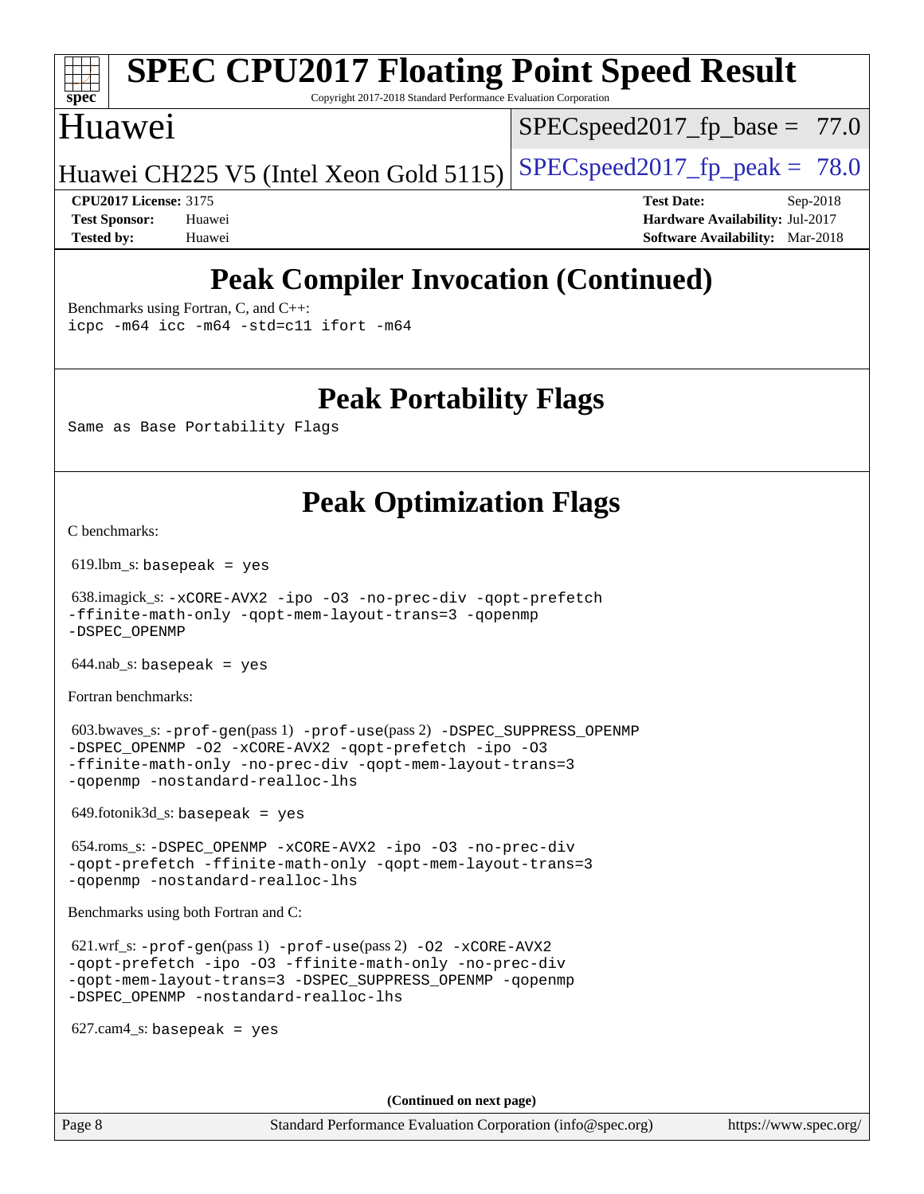# Peak Compiler Invocation (Continued)

Benchmarks using Fortran, C, and C++:

```
icpc -m64 icc -m64 -std=c11 ifort -m64
```

# Peak Portability Flags

Same as Base Portability Flags

# Peak Optimization Flags

C benchmarks:

619.lbm_s: `basepeak = yes`

638.imagick_s: `-xCORE-AVX2 -ipo -O3 -no-prec-div -qopt-prefetch -ffinite-math-only -qopt-mem-layout-trans=3 -qopenmp -DSPEC_OPENMP`

644.nab_s: `basepeak = yes`

Fortran benchmarks:

603.bwaves_s: `-prof-gen`(pass 1) `-prof-use`(pass 2) `-DSPEC_SUPPRESS_OPENMP -DSPEC_OPENMP -O2 -xCORE-AVX2 -qopt-prefetch -ipo -O3 -ffinite-math-only -no-prec-div -qopt-mem-layout-trans=3 -qopenmp -nostandard-realloc-lhs`

649.fotonik3d_s: `basepeak = yes`

654.roms_s: `-DSPEC_OPENMP -xCORE-AVX2 -ipo -O3 -no-prec-div -qopt-prefetch -ffinite-math-only -qopt-mem-layout-trans=3 -qopenmp -nostandard-realloc-lhs`

Benchmarks using both Fortran and C:

621.wrf_s: `-prof-gen`(pass 1) `-prof-use`(pass 2) `-O2 -xCORE-AVX2 -qopt-prefetch -ipo -O3 -ffinite-math-only -no-prec-div -qopt-mem-layout-trans=3 -DSPEC_SUPPRESS_OPENMP -qopenmp -DSPEC_OPENMP -nostandard-realloc-lhs`

627.cam4_s: `basepeak = yes`

**(Continued on next page)**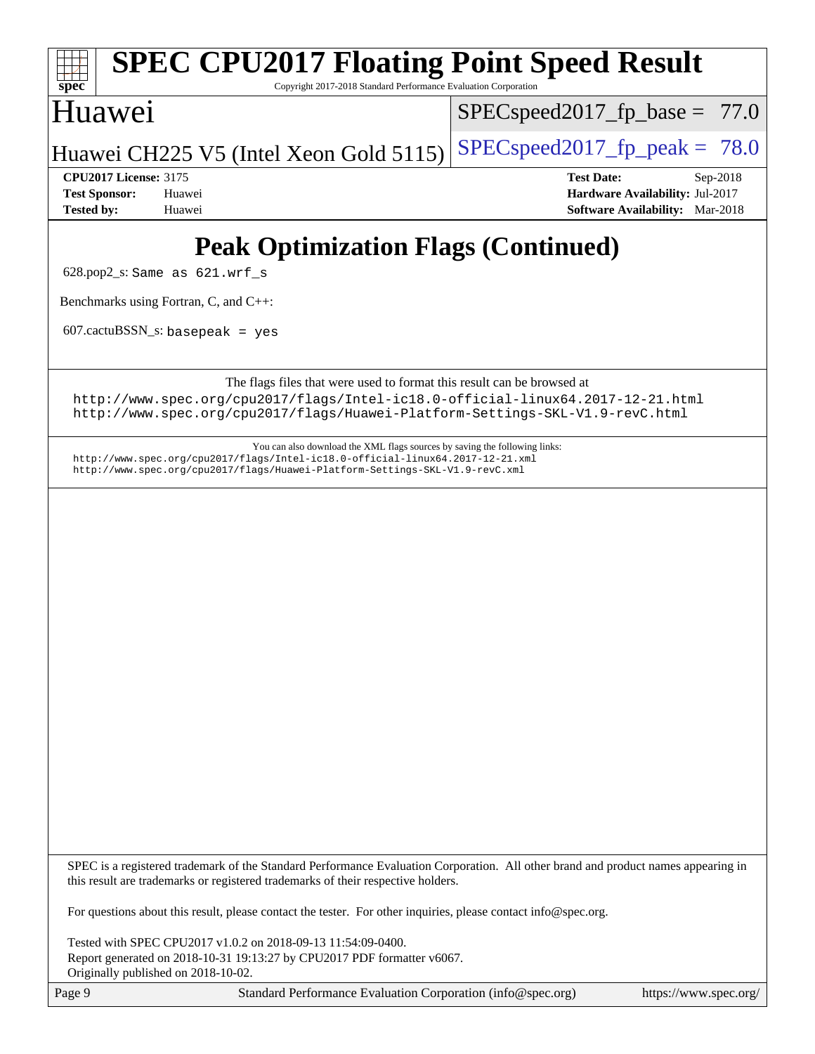# Peak Optimization Flags (Continued)

628.pop2_s: `Same as 621.wrf_s`

Benchmarks using Fortran, C, and C++:

607.cactuBSSN_s: `basepeak = yes`

The flags files that were used to format this result can be browsed at

http://www.spec.org/cpu2017/flags/Intel-ic18.0-official-linux64.2017-12-21.html
http://www.spec.org/cpu2017/flags/Huawei-Platform-Settings-SKL-V1.9-revC.html

You can also download the XML flags sources by saving the following links:

http://www.spec.org/cpu2017/flags/Intel-ic18.0-official-linux64.2017-12-21.xml
http://www.spec.org/cpu2017/flags/Huawei-Platform-Settings-SKL-V1.9-revC.xml

SPEC is a registered trademark of the Standard Performance Evaluation Corporation. All other brand and product names appearing in this result are trademarks or registered trademarks of their respective holders.

For questions about this result, please contact the tester. For other inquiries, please contact info@spec.org.

Tested with SPEC CPU2017 v1.0.2 on 2018-09-13 11:54:09-0400.
Report generated on 2018-10-31 19:13:27 by CPU2017 PDF formatter v6067.
Originally published on 2018-10-02.